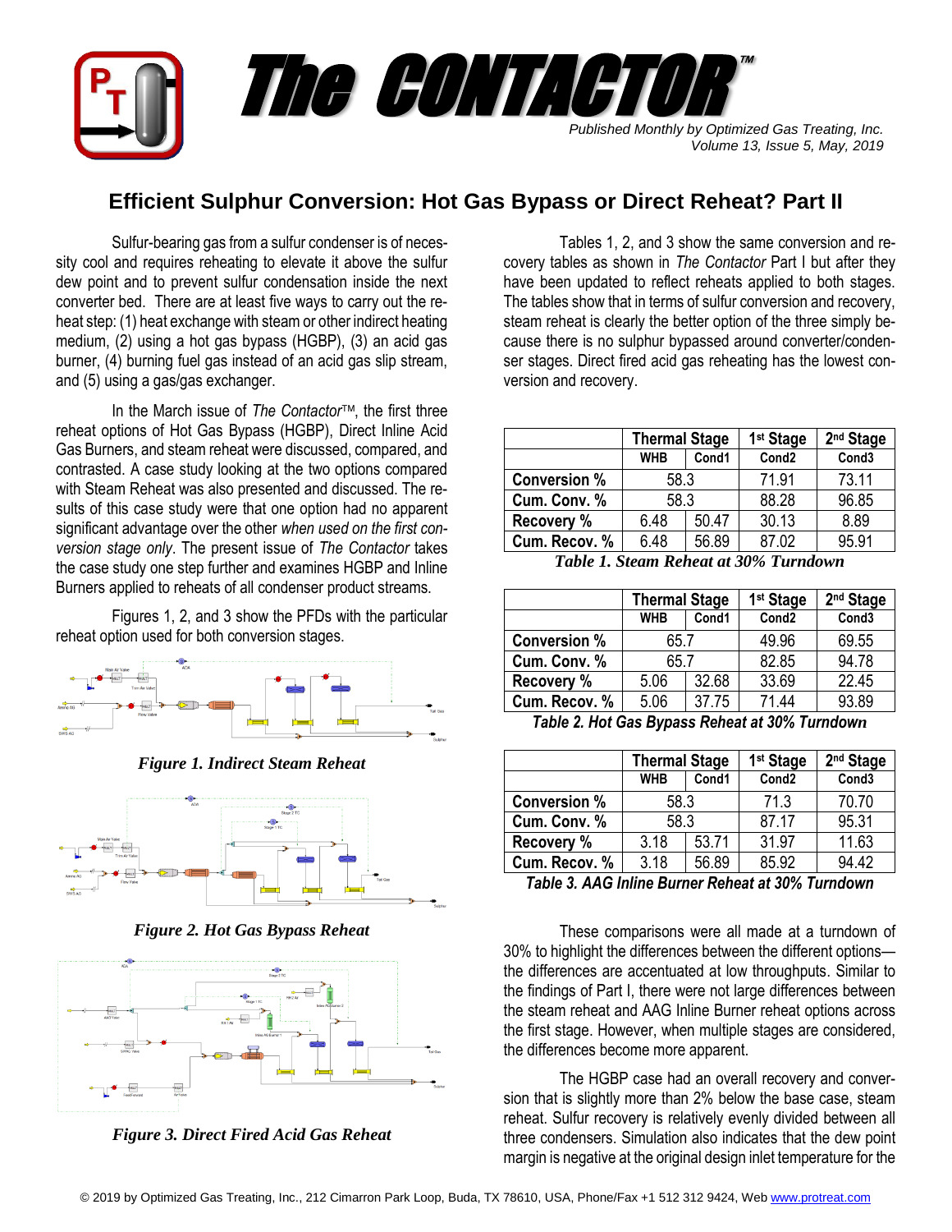# The CONTACTOR™

*Published Monthly by Optimized Gas Treating, Inc.*
*Volume 13, Issue 5, May, 2019*

## Efficient Sulphur Conversion: Hot Gas Bypass or Direct Reheat? Part II

Sulfur-bearing gas from a sulfur condenser is of necessity cool and requires reheating to elevate it above the sulfur dew point and to prevent sulfur condensation inside the next converter bed. There are at least five ways to carry out the reheat step: (1) heat exchange with steam or other indirect heating medium, (2) using a hot gas bypass (HGBP), (3) an acid gas burner, (4) burning fuel gas instead of an acid gas slip stream, and (5) using a gas/gas exchanger.

In the March issue of *The Contactor*™, the first three reheat options of Hot Gas Bypass (HGBP), Direct Inline Acid Gas Burners, and steam reheat were discussed, compared, and contrasted. A case study looking at the two options compared with Steam Reheat was also presented and discussed. The results of this case study were that one option had no apparent significant advantage over the other *when used on the first conversion stage only*. The present issue of *The Contactor* takes the case study one step further and examines HGBP and Inline Burners applied to reheats of all condenser product streams.

Figures 1, 2, and 3 show the PFDs with the particular reheat option used for both conversion stages.

*Figure 1. Indirect Steam Reheat*

*Figure 2. Hot Gas Bypass Reheat*

*Figure 3. Direct Fired Acid Gas Reheat*

Tables 1, 2, and 3 show the same conversion and recovery tables as shown in *The Contactor* Part I but after they have been updated to reflect reheats applied to both stages. The tables show that in terms of sulfur conversion and recovery, steam reheat is clearly the better option of the three simply because there is no sulphur bypassed around converter/condenser stages. Direct fired acid gas reheating has the lowest conversion and recovery.

| | Thermal Stage | | 1st Stage | 2nd Stage |
|---|---|---|---|---|
| | WHB | Cond1 | Cond2 | Cond3 |
| Conversion % | 58.3 | | 71.91 | 73.11 |
| Cum. Conv. % | 58.3 | | 88.28 | 96.85 |
| Recovery % | 6.48 | 50.47 | 30.13 | 8.89 |
| Cum. Recov. % | 6.48 | 56.89 | 87.02 | 95.91 |

*Table 1. Steam Reheat at 30% Turndown*

| | Thermal Stage | | 1st Stage | 2nd Stage |
|---|---|---|---|---|
| | WHB | Cond1 | Cond2 | Cond3 |
| Conversion % | 65.7 | | 49.96 | 69.55 |
| Cum. Conv. % | 65.7 | | 82.85 | 94.78 |
| Recovery % | 5.06 | 32.68 | 33.69 | 22.45 |
| Cum. Recov. % | 5.06 | 37.75 | 71.44 | 93.89 |

*Table 2. Hot Gas Bypass Reheat at 30% Turndown*

| | Thermal Stage | | 1st Stage | 2nd Stage |
|---|---|---|---|---|
| | WHB | Cond1 | Cond2 | Cond3 |
| Conversion % | 58.3 | | 71.3 | 70.70 |
| Cum. Conv. % | 58.3 | | 87.17 | 95.31 |
| Recovery % | 3.18 | 53.71 | 31.97 | 11.63 |
| Cum. Recov. % | 3.18 | 56.89 | 85.92 | 94.42 |

*Table 3. AAG Inline Burner Reheat at 30% Turndown*

These comparisons were all made at a turndown of 30% to highlight the differences between the different options—the differences are accentuated at low throughputs. Similar to the findings of Part I, there were not large differences between the steam reheat and AAG Inline Burner reheat options across the first stage. However, when multiple stages are considered, the differences become more apparent.

The HGBP case had an overall recovery and conversion that is slightly more than 2% below the base case, steam reheat. Sulfur recovery is relatively evenly divided between all three condensers. Simulation also indicates that the dew point margin is negative at the original design inlet temperature for the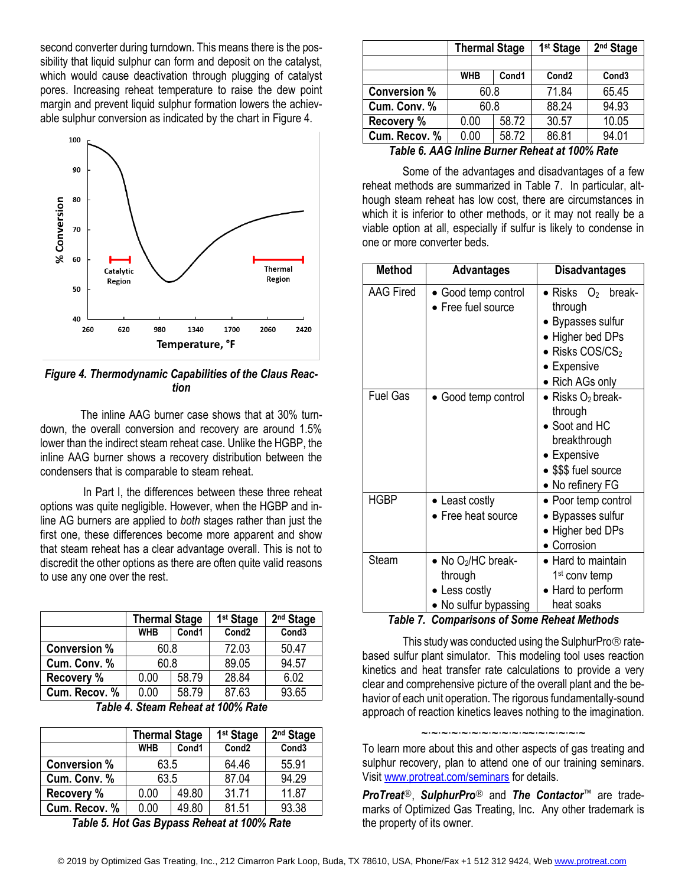second converter during turndown. This means there is the possibility that liquid sulphur can form and deposit on the catalyst, which would cause deactivation through plugging of catalyst pores. Increasing reheat temperature to raise the dew point margin and prevent liquid sulphur formation lowers the achievable sulphur conversion as indicated by the chart in Figure 4.

100
90
80
70
60
50
40
% Conversion
260
620
980
1340
1700
2060
2420
Temperature, °F
Catalytic Region
Thermal Region

*Figure 4. Thermodynamic Capabilities of the Claus Reaction*

The inline AAG burner case shows that at 30% turndown, the overall conversion and recovery are around 1.5% lower than the indirect steam reheat case. Unlike the HGBP, the inline AAG burner shows a recovery distribution between the condensers that is comparable to steam reheat.

In Part I, the differences between these three reheat options was quite negligible. However, when the HGBP and inline AG burners are applied to *both* stages rather than just the first one, these differences become more apparent and show that steam reheat has a clear advantage overall. This is not to discredit the other options as there are often quite valid reasons to use any one over the rest.

| | Thermal Stage | | 1st Stage | 2nd Stage |
|---|---|---|---|---|
| | WHB | Cond1 | Cond2 | Cond3 |
| **Conversion %** | 60.8 | | 72.03 | 50.47 |
| **Cum. Conv. %** | 60.8 | | 89.05 | 94.57 |
| **Recovery %** | 0.00 | 58.79 | 28.84 | 6.02 |
| **Cum. Recov. %** | 0.00 | 58.79 | 87.63 | 93.65 |

*Table 4. Steam Reheat at 100% Rate*

| | Thermal Stage | | 1st Stage | 2nd Stage |
|---|---|---|---|---|
| | WHB | Cond1 | Cond2 | Cond3 |
| **Conversion %** | 63.5 | | 64.46 | 55.91 |
| **Cum. Conv. %** | 63.5 | | 87.04 | 94.29 |
| **Recovery %** | 0.00 | 49.80 | 31.71 | 11.87 |
| **Cum. Recov. %** | 0.00 | 49.80 | 81.51 | 93.38 |

*Table 5. Hot Gas Bypass Reheat at 100% Rate*

| | Thermal Stage | | 1st Stage | 2nd Stage |
|---|---|---|---|---|
| | WHB | Cond1 | Cond2 | Cond3 |
| **Conversion %** | 60.8 | | 71.84 | 65.45 |
| **Cum. Conv. %** | 60.8 | | 88.24 | 94.93 |
| **Recovery %** | 0.00 | 58.72 | 30.57 | 10.05 |
| **Cum. Recov. %** | 0.00 | 58.72 | 86.81 | 94.01 |

*Table 6. AAG Inline Burner Reheat at 100% Rate*

Some of the advantages and disadvantages of a few reheat methods are summarized in Table 7. In particular, although steam reheat has low cost, there are circumstances in which it is inferior to other methods, or it may not really be a viable option at all, especially if sulfur is likely to condense in one or more converter beds.

| Method | Advantages | Disadvantages |
|---|---|---|
| AAG Fired | • Good temp control<br>• Free fuel source | • Risks $O_2$ breakthrough<br>• Bypasses sulfur<br>• Higher bed DPs<br>• Risks $COS/CS_2$<br>• Expensive<br>• Rich AGs only |
| Fuel Gas | • Good temp control | • Risks $O_2$ breakthrough<br>• Soot and HC breakthrough<br>• Expensive<br>• $$$ fuel source<br>• No refinery FG |
| HGBP | • Least costly<br>• Free heat source | • Poor temp control<br>• Bypasses sulfur<br>• Higher bed DPs<br>• Corrosion |
| Steam | • No $O_2$/HC breakthrough<br>• Less costly<br>• No sulfur bypassing | • Hard to maintain 1st conv temp<br>• Hard to perform heat soaks |

*Table 7. Comparisons of Some Reheat Methods*

This study was conducted using the SulphurPro® rate-based sulfur plant simulator. This modeling tool uses reaction kinetics and heat transfer rate calculations to provide a very clear and comprehensive picture of the overall plant and the behavior of each unit operation. The rigorous fundamentally-sound approach of reaction kinetics leaves nothing to the imagination.

~·~·~·~·~·~·~·~·~·~·~·~·~·~·~·~·~·~·~

To learn more about this and other aspects of gas treating and sulphur recovery, plan to attend one of our training seminars. Visit www.protreat.com/seminars for details.

***ProTreat***®, ***SulphurPro***® and ***The Contactor***™ are trademarks of Optimized Gas Treating, Inc. Any other trademark is the property of its owner.